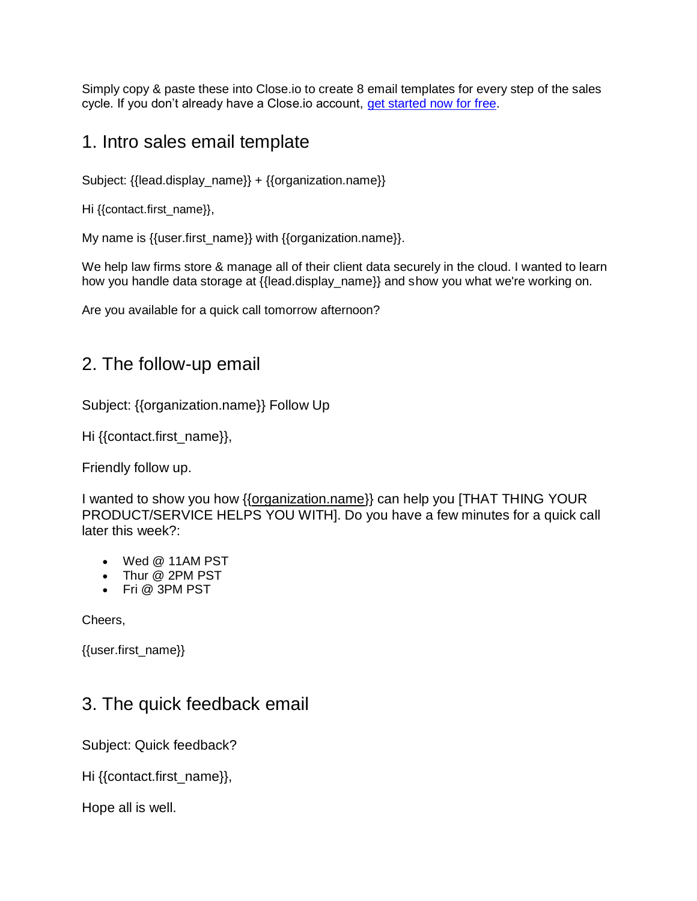Simply copy & paste these into Close.io to create 8 email templates for every step of the sales cycle. If you don't already have a Close.io account, [get started now for free](#).

## 1. Intro sales email template

Subject: {{lead.display_name}} + {{organization.name}}

Hi {{contact.first_name}},

My name is {{user.first_name}} with {{organization.name}}.

We help law firms store & manage all of their client data securely in the cloud. I wanted to learn how you handle data storage at {{lead.display_name}} and show you what we're working on.

Are you available for a quick call tomorrow afternoon?

## 2. The follow-up email

Subject: {{organization.name}} Follow Up

Hi {{contact.first_name}},

Friendly follow up.

I wanted to show you how {{organization.name}} can help you [THAT THING YOUR PRODUCT/SERVICE HELPS YOU WITH]. Do you have a few minutes for a quick call later this week?:

- Wed @ 11AM PST
- Thur @ 2PM PST
- Fri @ 3PM PST

Cheers,

{{user.first_name}}

## 3. The quick feedback email

Subject: Quick feedback?

Hi {{contact.first_name}},

Hope all is well.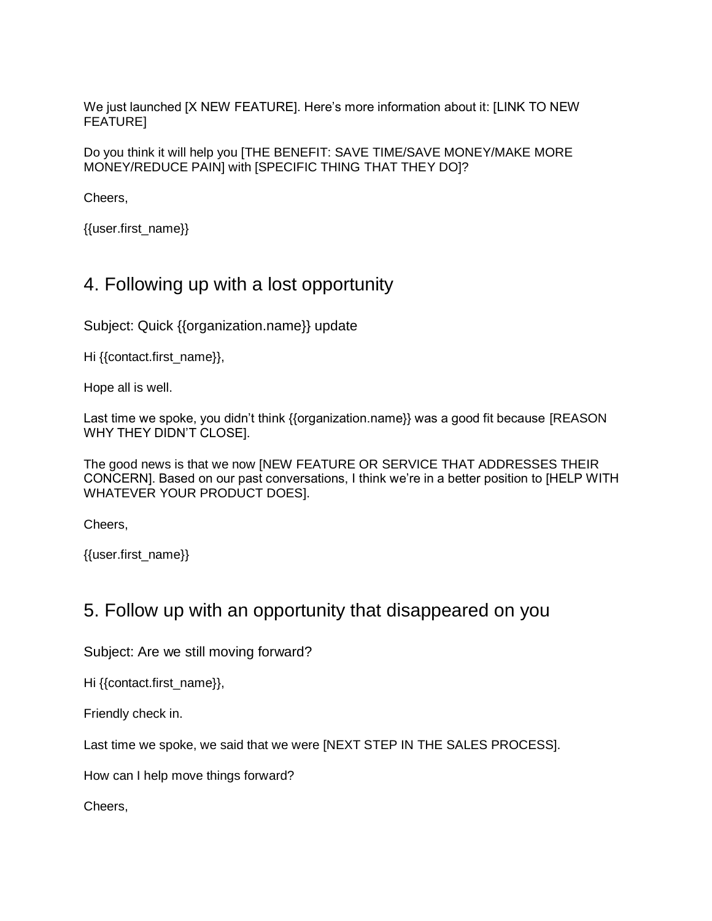We just launched [X NEW FEATURE]. Here’s more information about it: [LINK TO NEW FEATURE]

Do you think it will help you [THE BENEFIT: SAVE TIME/SAVE MONEY/MAKE MORE MONEY/REDUCE PAIN] with [SPECIFIC THING THAT THEY DO]?

Cheers,

{{user.first_name}}

## 4. Following up with a lost opportunity

Subject: Quick {{organization.name}} update

Hi {{contact.first_name}},

Hope all is well.

Last time we spoke, you didn’t think {{organization.name}} was a good fit because [REASON WHY THEY DIDN’T CLOSE].

The good news is that we now [NEW FEATURE OR SERVICE THAT ADDRESSES THEIR CONCERN]. Based on our past conversations, I think we’re in a better position to [HELP WITH WHATEVER YOUR PRODUCT DOES].

Cheers,

{{user.first_name}}

## 5. Follow up with an opportunity that disappeared on you

Subject: Are we still moving forward?

Hi {{contact.first_name}},

Friendly check in.

Last time we spoke, we said that we were [NEXT STEP IN THE SALES PROCESS].

How can I help move things forward?

Cheers,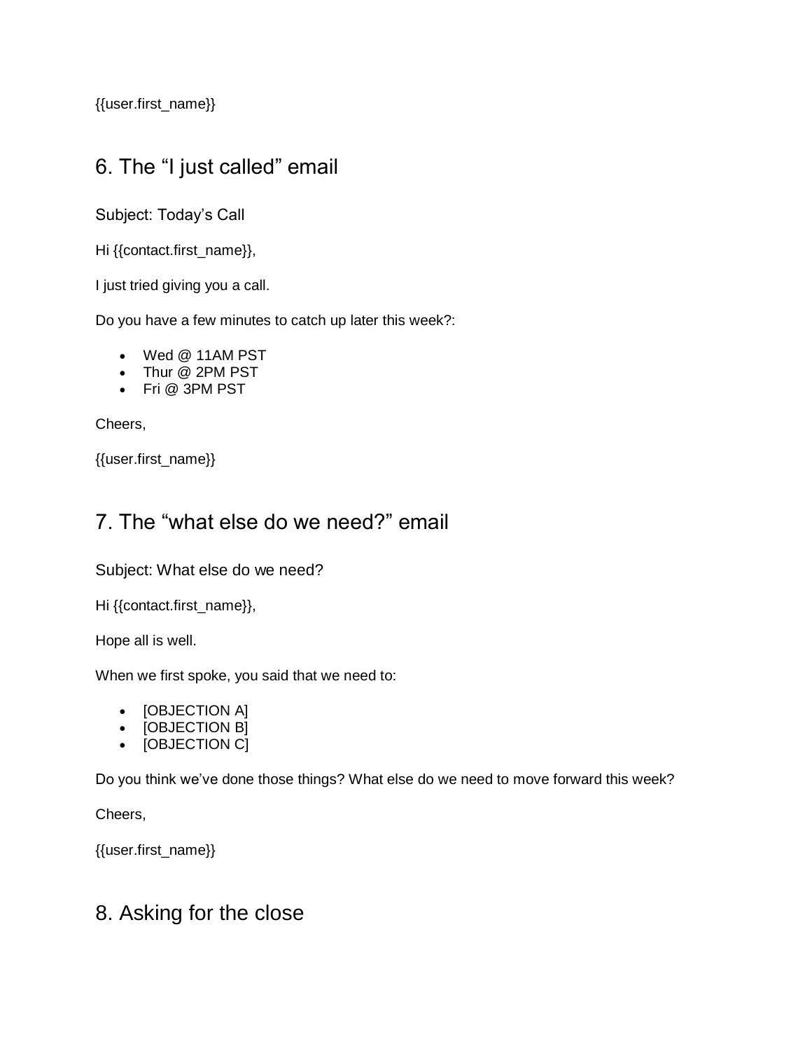{{user.first_name}}

## 6. The “I just called” email

Subject: Today’s Call

Hi {{contact.first_name}},

I just tried giving you a call.

Do you have a few minutes to catch up later this week?:

- Wed @ 11AM PST
- Thur @ 2PM PST
- Fri @ 3PM PST

Cheers,

{{user.first_name}}

## 7. The “what else do we need?” email

Subject: What else do we need?

Hi {{contact.first_name}},

Hope all is well.

When we first spoke, you said that we need to:

- [OBJECTION A]
- [OBJECTION B]
- [OBJECTION C]

Do you think we’ve done those things? What else do we need to move forward this week?

Cheers,

{{user.first_name}}

## 8. Asking for the close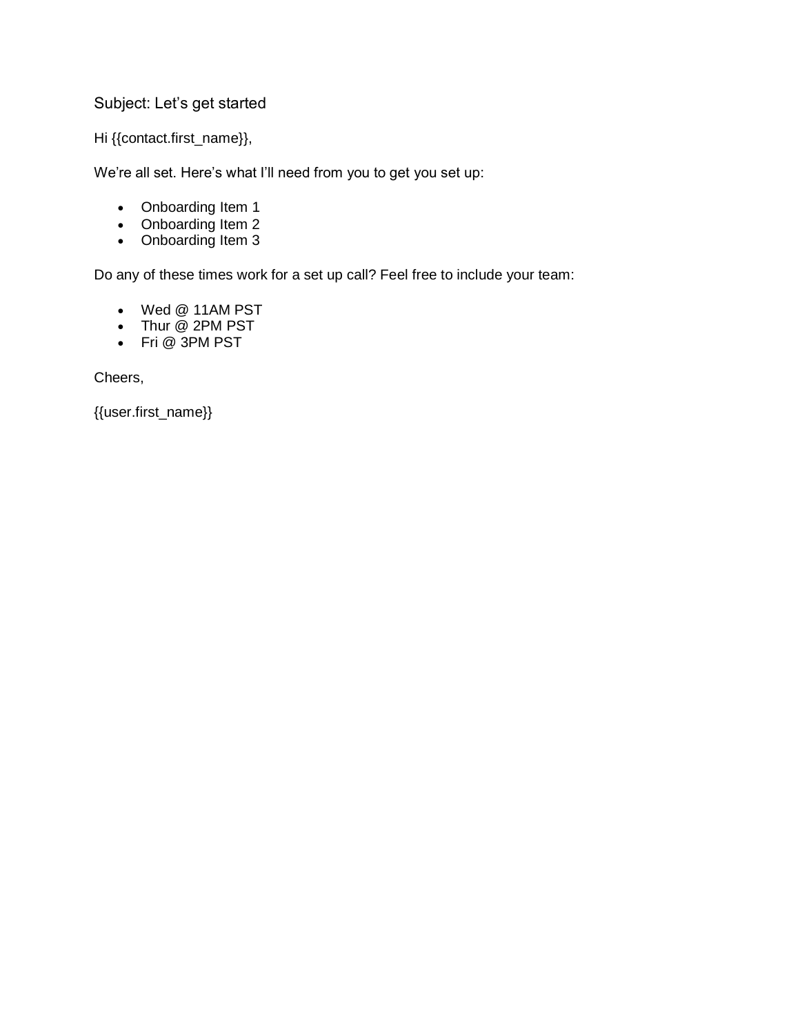Subject: Let’s get started

Hi {{contact.first_name}},

We’re all set. Here’s what I’ll need from you to get you set up:

- Onboarding Item 1
- Onboarding Item 2
- Onboarding Item 3

Do any of these times work for a set up call? Feel free to include your team:

- Wed @ 11AM PST
- Thur @ 2PM PST
- Fri @ 3PM PST

Cheers,

{{user.first_name}}